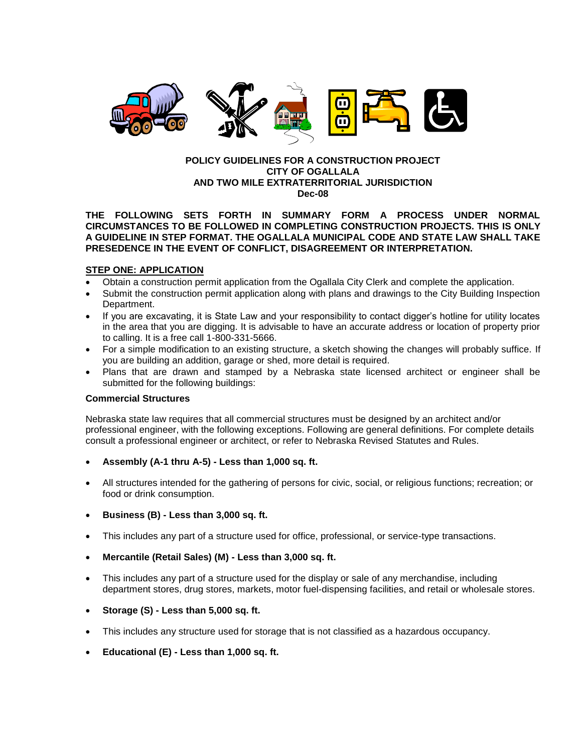**POLICY GUIDELINES FOR A CONSTRUCTION PROJECT**
**CITY OF OGALLALA**
**AND TWO MILE EXTRATERRITORIAL JURISDICTION**
**Dec-08**

**THE FOLLOWING SETS FORTH IN SUMMARY FORM A PROCESS UNDER NORMAL CIRCUMSTANCES TO BE FOLLOWED IN COMPLETING CONSTRUCTION PROJECTS. THIS IS ONLY A GUIDELINE IN STEP FORMAT. THE OGALLALA MUNICIPAL CODE AND STATE LAW SHALL TAKE PRESEDENCE IN THE EVENT OF CONFLICT, DISAGREEMENT OR INTERPRETATION.**

## STEP ONE: APPLICATION

- Obtain a construction permit application from the Ogallala City Clerk and complete the application.
- Submit the construction permit application along with plans and drawings to the City Building Inspection Department.
- If you are excavating, it is State Law and your responsibility to contact digger's hotline for utility locates in the area that you are digging. It is advisable to have an accurate address or location of property prior to calling. It is a free call 1-800-331-5666.
- For a simple modification to an existing structure, a sketch showing the changes will probably suffice. If you are building an addition, garage or shed, more detail is required.
- Plans that are drawn and stamped by a Nebraska state licensed architect or engineer shall be submitted for the following buildings:

### Commercial Structures

Nebraska state law requires that all commercial structures must be designed by an architect and/or professional engineer, with the following exceptions. Following are general definitions. For complete details consult a professional engineer or architect, or refer to Nebraska Revised Statutes and Rules.

- **Assembly (A-1 thru A-5) - Less than 1,000 sq. ft.**
- All structures intended for the gathering of persons for civic, social, or religious functions; recreation; or food or drink consumption.
- **Business (B) - Less than 3,000 sq. ft.**
- This includes any part of a structure used for office, professional, or service-type transactions.
- **Mercantile (Retail Sales) (M) - Less than 3,000 sq. ft.**
- This includes any part of a structure used for the display or sale of any merchandise, including department stores, drug stores, markets, motor fuel-dispensing facilities, and retail or wholesale stores.
- **Storage (S) - Less than 5,000 sq. ft.**
- This includes any structure used for storage that is not classified as a hazardous occupancy.
- **Educational (E) - Less than 1,000 sq. ft.**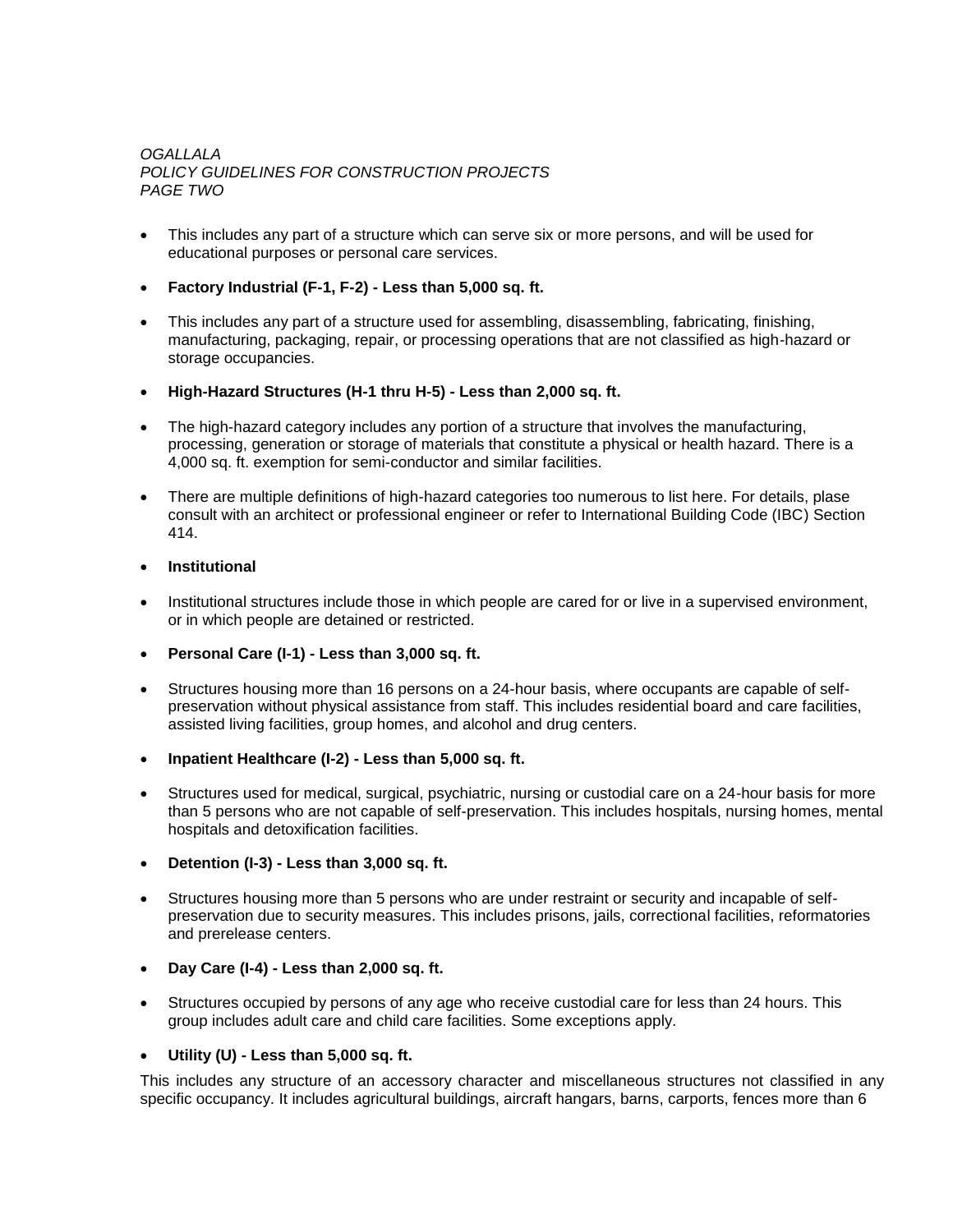- This includes any part of a structure which can serve six or more persons, and will be used for educational purposes or personal care services.
- **Factory Industrial (F-1, F-2) - Less than 5,000 sq. ft.**
- This includes any part of a structure used for assembling, disassembling, fabricating, finishing, manufacturing, packaging, repair, or processing operations that are not classified as high-hazard or storage occupancies.
- **High-Hazard Structures (H-1 thru H-5) - Less than 2,000 sq. ft.**
- The high-hazard category includes any portion of a structure that involves the manufacturing, processing, generation or storage of materials that constitute a physical or health hazard. There is a 4,000 sq. ft. exemption for semi-conductor and similar facilities.
- There are multiple definitions of high-hazard categories too numerous to list here. For details, plase consult with an architect or professional engineer or refer to International Building Code (IBC) Section 414.
- **Institutional**
- Institutional structures include those in which people are cared for or live in a supervised environment, or in which people are detained or restricted.
- **Personal Care (I-1) - Less than 3,000 sq. ft.**
- Structures housing more than 16 persons on a 24-hour basis, where occupants are capable of self-preservation without physical assistance from staff. This includes residential board and care facilities, assisted living facilities, group homes, and alcohol and drug centers.
- **Inpatient Healthcare (I-2) - Less than 5,000 sq. ft.**
- Structures used for medical, surgical, psychiatric, nursing or custodial care on a 24-hour basis for more than 5 persons who are not capable of self-preservation. This includes hospitals, nursing homes, mental hospitals and detoxification facilities.
- **Detention (I-3) - Less than 3,000 sq. ft.**
- Structures housing more than 5 persons who are under restraint or security and incapable of self-preservation due to security measures. This includes prisons, jails, correctional facilities, reformatories and prerelease centers.
- **Day Care (I-4) - Less than 2,000 sq. ft.**
- Structures occupied by persons of any age who receive custodial care for less than 24 hours. This group includes adult care and child care facilities. Some exceptions apply.
- **Utility (U) - Less than 5,000 sq. ft.**

This includes any structure of an accessory character and miscellaneous structures not classified in any specific occupancy. It includes agricultural buildings, aircraft hangars, barns, carports, fences more than 6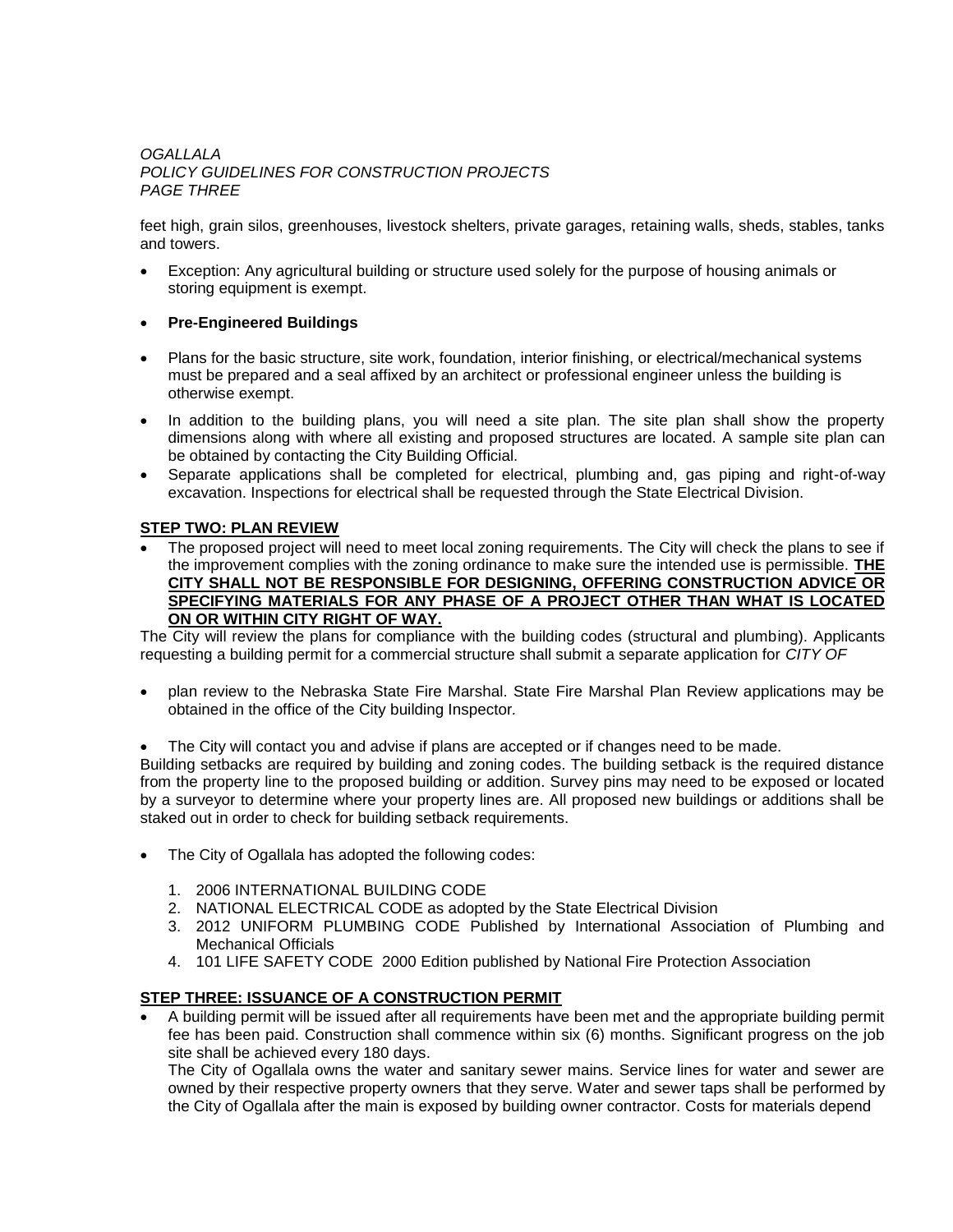feet high, grain silos, greenhouses, livestock shelters, private garages, retaining walls, sheds, stables, tanks and towers.

- Exception: Any agricultural building or structure used solely for the purpose of housing animals or storing equipment is exempt.

- **Pre-Engineered Buildings**

- Plans for the basic structure, site work, foundation, interior finishing, or electrical/mechanical systems must be prepared and a seal affixed by an architect or professional engineer unless the building is otherwise exempt.
- In addition to the building plans, you will need a site plan. The site plan shall show the property dimensions along with where all existing and proposed structures are located. A sample site plan can be obtained by contacting the City Building Official.
- Separate applications shall be completed for electrical, plumbing and, gas piping and right-of-way excavation. Inspections for electrical shall be requested through the State Electrical Division.

## STEP TWO: PLAN REVIEW

- The proposed project will need to meet local zoning requirements. The City will check the plans to see if the improvement complies with the zoning ordinance to make sure the intended use is permissible. **THE CITY SHALL NOT BE RESPONSIBLE FOR DESIGNING, OFFERING CONSTRUCTION ADVICE OR SPECIFYING MATERIALS FOR ANY PHASE OF A PROJECT OTHER THAN WHAT IS LOCATED ON OR WITHIN CITY RIGHT OF WAY.**

The City will review the plans for compliance with the building codes (structural and plumbing). Applicants requesting a building permit for a commercial structure shall submit a separate application for *CITY OF*

- plan review to the Nebraska State Fire Marshal. State Fire Marshal Plan Review applications may be obtained in the office of the City building Inspector.

- The City will contact you and advise if plans are accepted or if changes need to be made.

Building setbacks are required by building and zoning codes. The building setback is the required distance from the property line to the proposed building or addition. Survey pins may need to be exposed or located by a surveyor to determine where your property lines are. All proposed new buildings or additions shall be staked out in order to check for building setback requirements.

- The City of Ogallala has adopted the following codes:

  1. 2006 INTERNATIONAL BUILDING CODE
  2. NATIONAL ELECTRICAL CODE as adopted by the State Electrical Division
  3. 2012 UNIFORM PLUMBING CODE Published by International Association of Plumbing and Mechanical Officials
  4. 101 LIFE SAFETY CODE 2000 Edition published by National Fire Protection Association

## STEP THREE: ISSUANCE OF A CONSTRUCTION PERMIT

- A building permit will be issued after all requirements have been met and the appropriate building permit fee has been paid. Construction shall commence within six (6) months. Significant progress on the job site shall be achieved every 180 days.

  The City of Ogallala owns the water and sanitary sewer mains. Service lines for water and sewer are owned by their respective property owners that they serve. Water and sewer taps shall be performed by the City of Ogallala after the main is exposed by building owner contractor. Costs for materials depend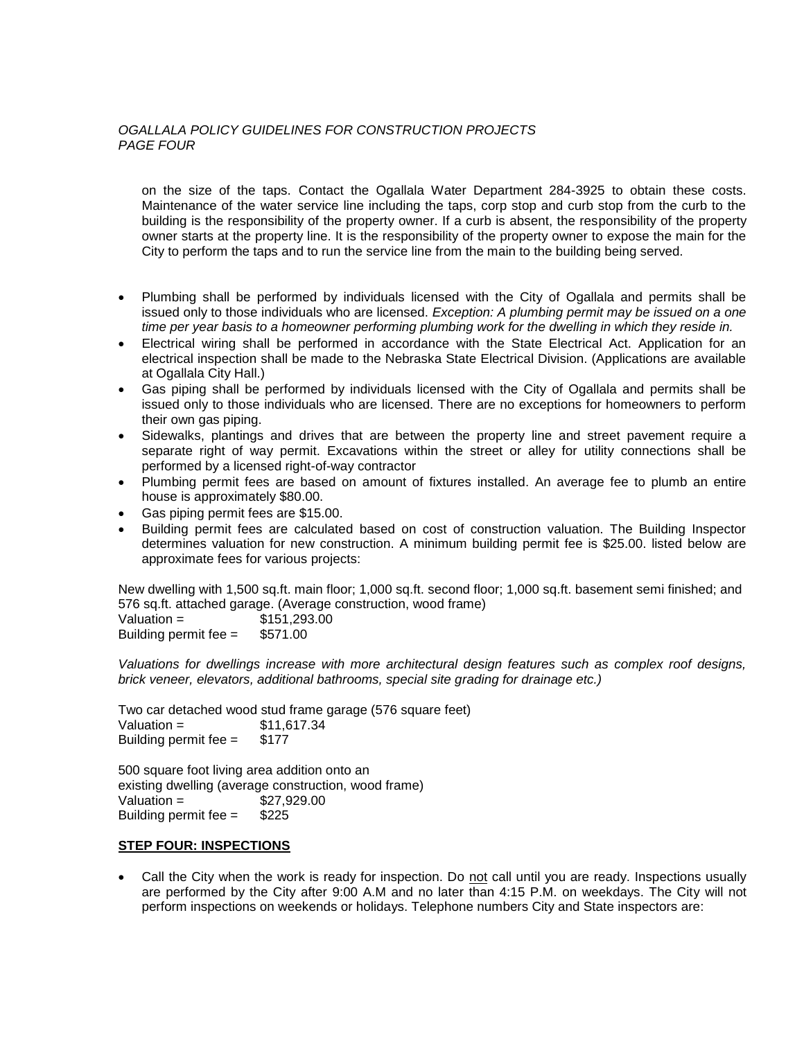on the size of the taps. Contact the Ogallala Water Department 284-3925 to obtain these costs. Maintenance of the water service line including the taps, corp stop and curb stop from the curb to the building is the responsibility of the property owner. If a curb is absent, the responsibility of the property owner starts at the property line. It is the responsibility of the property owner to expose the main for the City to perform the taps and to run the service line from the main to the building being served.

- Plumbing shall be performed by individuals licensed with the City of Ogallala and permits shall be issued only to those individuals who are licensed. *Exception: A plumbing permit may be issued on a one time per year basis to a homeowner performing plumbing work for the dwelling in which they reside in.*
- Electrical wiring shall be performed in accordance with the State Electrical Act. Application for an electrical inspection shall be made to the Nebraska State Electrical Division. (Applications are available at Ogallala City Hall.)
- Gas piping shall be performed by individuals licensed with the City of Ogallala and permits shall be issued only to those individuals who are licensed. There are no exceptions for homeowners to perform their own gas piping.
- Sidewalks, plantings and drives that are between the property line and street pavement require a separate right of way permit. Excavations within the street or alley for utility connections shall be performed by a licensed right-of-way contractor
- Plumbing permit fees are based on amount of fixtures installed. An average fee to plumb an entire house is approximately $80.00.
- Gas piping permit fees are $15.00.
- Building permit fees are calculated based on cost of construction valuation. The Building Inspector determines valuation for new construction. A minimum building permit fee is $25.00. listed below are approximate fees for various projects:

New dwelling with 1,500 sq.ft. main floor; 1,000 sq.ft. second floor; 1,000 sq.ft. basement semi finished; and 576 sq.ft. attached garage. (Average construction, wood frame)
Valuation = $151,293.00
Building permit fee = $571.00

*Valuations for dwellings increase with more architectural design features such as complex roof designs, brick veneer, elevators, additional bathrooms, special site grading for drainage etc.)*

Two car detached wood stud frame garage (576 square feet)
Valuation = $11,617.34
Building permit fee = $177

500 square foot living area addition onto an
existing dwelling (average construction, wood frame)
Valuation = $27,929.00
Building permit fee = $225

**STEP FOUR: INSPECTIONS**

- Call the City when the work is ready for inspection. Do <u>not</u> call until you are ready. Inspections usually are performed by the City after 9:00 A.M and no later than 4:15 P.M. on weekdays. The City will not perform inspections on weekends or holidays. Telephone numbers City and State inspectors are: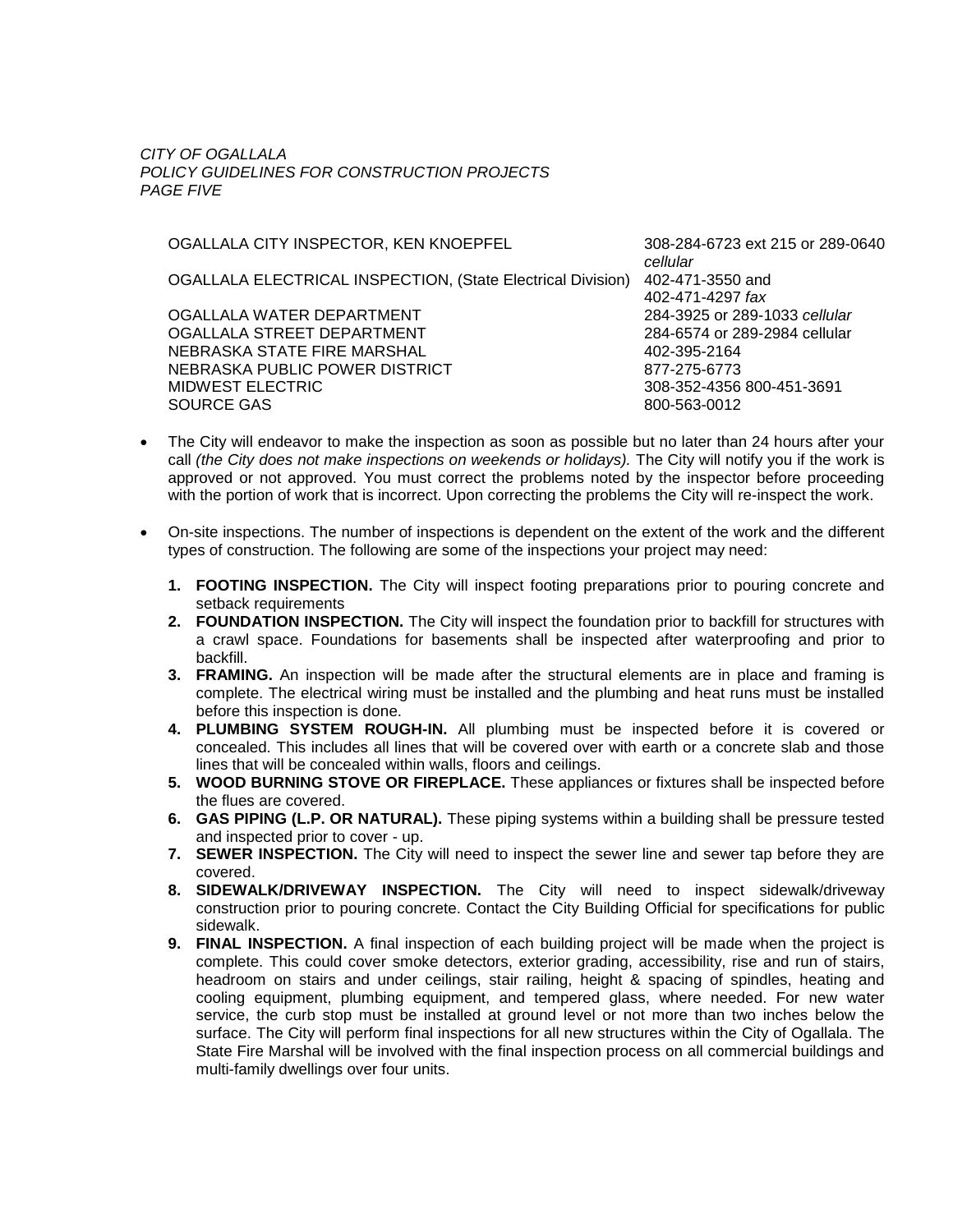| | |
|---|---|
| OGALLALA CITY INSPECTOR, KEN KNOEPFEL | 308-284-6723 ext 215 or 289-0640 *cellular* |
| OGALLALA ELECTRICAL INSPECTION, (State Electrical Division) | 402-471-3550 and 402-471-4297 *fax* |
| OGALLALA WATER DEPARTMENT | 284-3925 or 289-1033 *cellular* |
| OGALLALA STREET DEPARTMENT | 284-6574 or 289-2984 cellular |
| NEBRASKA STATE FIRE MARSHAL | 402-395-2164 |
| NEBRASKA PUBLIC POWER DISTRICT | 877-275-6773 |
| MIDWEST ELECTRIC | 308-352-4356 800-451-3691 |
| SOURCE GAS | 800-563-0012 |

- The City will endeavor to make the inspection as soon as possible but no later than 24 hours after your call *(the City does not make inspections on weekends or holidays).* The City will notify you if the work is approved or not approved. You must correct the problems noted by the inspector before proceeding with the portion of work that is incorrect. Upon correcting the problems the City will re-inspect the work.

- On-site inspections. The number of inspections is dependent on the extent of the work and the different types of construction. The following are some of the inspections your project may need:

  1. **FOOTING INSPECTION.** The City will inspect footing preparations prior to pouring concrete and setback requirements
  2. **FOUNDATION INSPECTION.** The City will inspect the foundation prior to backfill for structures with a crawl space. Foundations for basements shall be inspected after waterproofing and prior to backfill.
  3. **FRAMING.** An inspection will be made after the structural elements are in place and framing is complete. The electrical wiring must be installed and the plumbing and heat runs must be installed before this inspection is done.
  4. **PLUMBING SYSTEM ROUGH-IN.** All plumbing must be inspected before it is covered or concealed. This includes all lines that will be covered over with earth or a concrete slab and those lines that will be concealed within walls, floors and ceilings.
  5. **WOOD BURNING STOVE OR FIREPLACE.** These appliances or fixtures shall be inspected before the flues are covered.
  6. **GAS PIPING (L.P. OR NATURAL).** These piping systems within a building shall be pressure tested and inspected prior to cover - up.
  7. **SEWER INSPECTION.** The City will need to inspect the sewer line and sewer tap before they are covered.
  8. **SIDEWALK/DRIVEWAY INSPECTION.** The City will need to inspect sidewalk/driveway construction prior to pouring concrete. Contact the City Building Official for specifications for public sidewalk.
  9. **FINAL INSPECTION.** A final inspection of each building project will be made when the project is complete. This could cover smoke detectors, exterior grading, accessibility, rise and run of stairs, headroom on stairs and under ceilings, stair railing, height & spacing of spindles, heating and cooling equipment, plumbing equipment, and tempered glass, where needed. For new water service, the curb stop must be installed at ground level or not more than two inches below the surface. The City will perform final inspections for all new structures within the City of Ogallala. The State Fire Marshal will be involved with the final inspection process on all commercial buildings and multi-family dwellings over four units.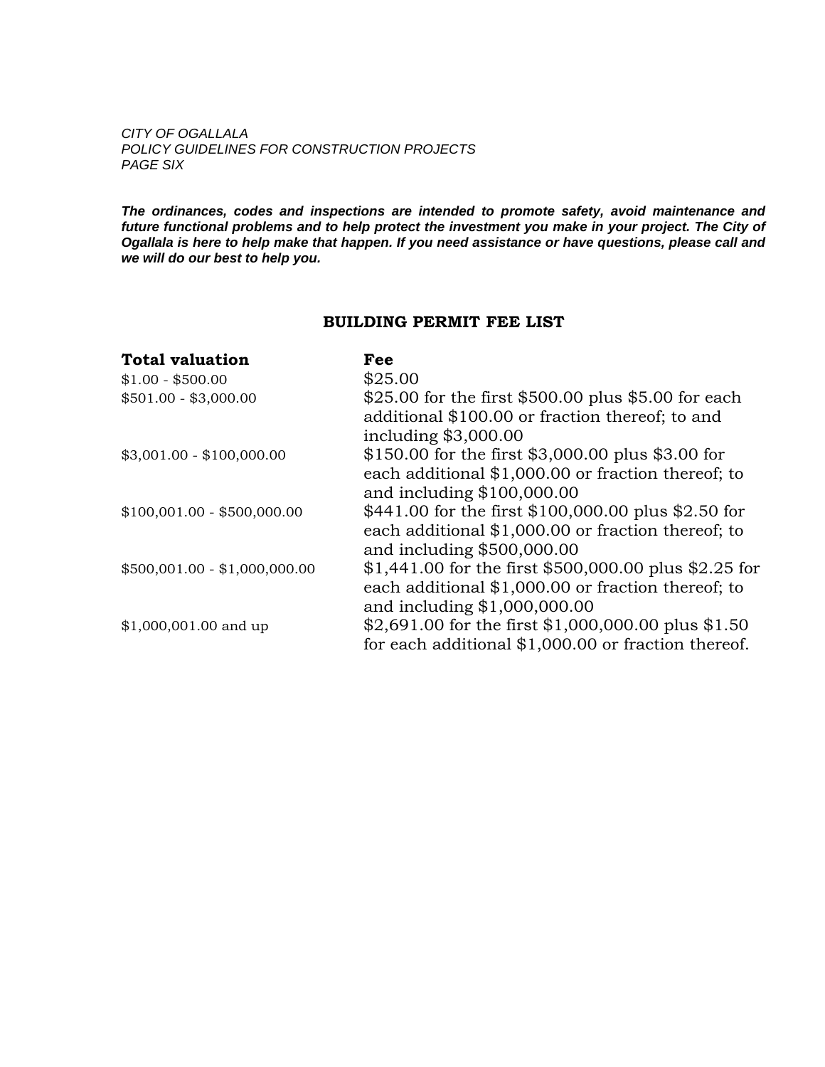***The ordinances, codes and inspections are intended to promote safety, avoid maintenance and future functional problems and to help protect the investment you make in your project. The City of Ogallala is here to help make that happen. If you need assistance or have questions, please call and we will do our best to help you.***

## BUILDING PERMIT FEE LIST

| Total valuation | Fee |
| --- | --- |
| $1.00 - $500.00 | $25.00 |
| $501.00 - $3,000.00 | $25.00 for the first $500.00 plus $5.00 for each additional $100.00 or fraction thereof; to and including $3,000.00 |
| $3,001.00 - $100,000.00 | $150.00 for the first $3,000.00 plus $3.00 for each additional $1,000.00 or fraction thereof; to and including $100,000.00 |
| $100,001.00 - $500,000.00 | $441.00 for the first $100,000.00 plus $2.50 for each additional $1,000.00 or fraction thereof; to and including $500,000.00 |
| $500,001.00 - $1,000,000.00 | $1,441.00 for the first $500,000.00 plus $2.25 for each additional $1,000.00 or fraction thereof; to and including $1,000,000.00 |
| $1,000,001.00 and up | $2,691.00 for the first $1,000,000.00 plus $1.50 for each additional $1,000.00 or fraction thereof. |